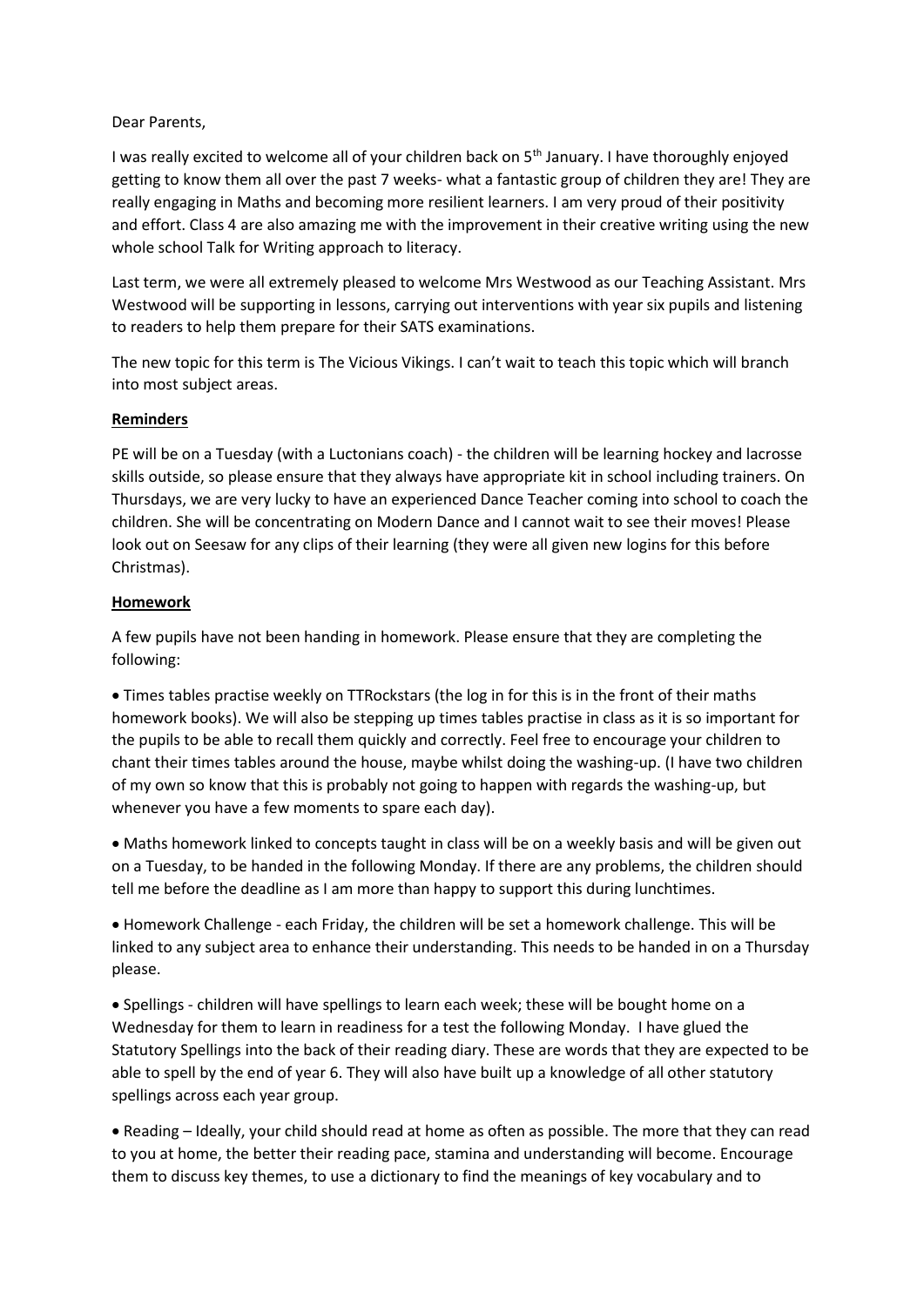Dear Parents,

I was really excited to welcome all of your children back on 5th January. I have thoroughly enjoyed getting to know them all over the past 7 weeks- what a fantastic group of children they are! They are really engaging in Maths and becoming more resilient learners. I am very proud of their positivity and effort. Class 4 are also amazing me with the improvement in their creative writing using the new whole school Talk for Writing approach to literacy.

Last term, we were all extremely pleased to welcome Mrs Westwood as our Teaching Assistant. Mrs Westwood will be supporting in lessons, carrying out interventions with year six pupils and listening to readers to help them prepare for their SATS examinations.

The new topic for this term is The Vicious Vikings. I can't wait to teach this topic which will branch into most subject areas.

**Reminders**

PE will be on a Tuesday (with a Luctonians coach) - the children will be learning hockey and lacrosse skills outside, so please ensure that they always have appropriate kit in school including trainers. On Thursdays, we are very lucky to have an experienced Dance Teacher coming into school to coach the children. She will be concentrating on Modern Dance and I cannot wait to see their moves! Please look out on Seesaw for any clips of their learning (they were all given new logins for this before Christmas).

**Homework**

A few pupils have not been handing in homework. Please ensure that they are completing the following:

- Times tables practise weekly on TTRockstars (the log in for this is in the front of their maths homework books). We will also be stepping up times tables practise in class as it is so important for the pupils to be able to recall them quickly and correctly. Feel free to encourage your children to chant their times tables around the house, maybe whilst doing the washing-up. (I have two children of my own so know that this is probably not going to happen with regards the washing-up, but whenever you have a few moments to spare each day).

- Maths homework linked to concepts taught in class will be on a weekly basis and will be given out on a Tuesday, to be handed in the following Monday. If there are any problems, the children should tell me before the deadline as I am more than happy to support this during lunchtimes.

- Homework Challenge - each Friday, the children will be set a homework challenge. This will be linked to any subject area to enhance their understanding. This needs to be handed in on a Thursday please.

- Spellings - children will have spellings to learn each week; these will be bought home on a Wednesday for them to learn in readiness for a test the following Monday. I have glued the Statutory Spellings into the back of their reading diary. These are words that they are expected to be able to spell by the end of year 6. They will also have built up a knowledge of all other statutory spellings across each year group.

- Reading – Ideally, your child should read at home as often as possible. The more that they can read to you at home, the better their reading pace, stamina and understanding will become. Encourage them to discuss key themes, to use a dictionary to find the meanings of key vocabulary and to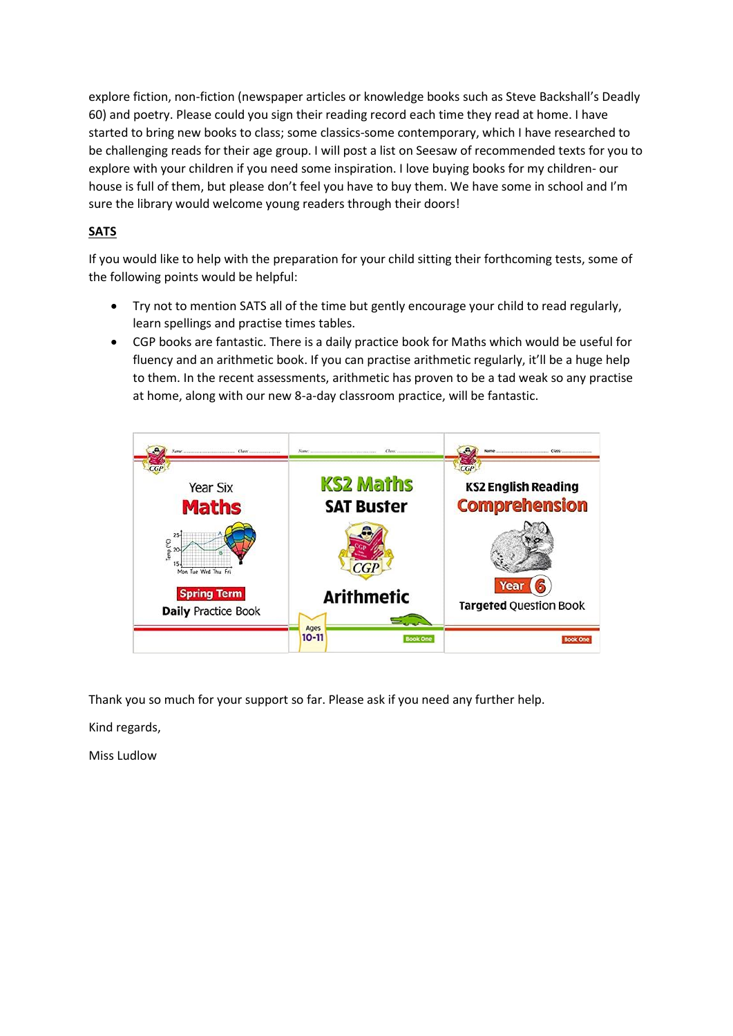explore fiction, non-fiction (newspaper articles or knowledge books such as Steve Backshall's Deadly 60) and poetry. Please could you sign their reading record each time they read at home. I have started to bring new books to class; some classics-some contemporary, which I have researched to be challenging reads for their age group. I will post a list on Seesaw of recommended texts for you to explore with your children if you need some inspiration. I love buying books for my children- our house is full of them, but please don't feel you have to buy them. We have some in school and I'm sure the library would welcome young readers through their doors!

**SATS**

If you would like to help with the preparation for your child sitting their forthcoming tests, some of the following points would be helpful:

- Try not to mention SATS all of the time but gently encourage your child to read regularly, learn spellings and practise times tables.
- CGP books are fantastic. There is a daily practice book for Maths which would be useful for fluency and an arithmetic book. If you can practise arithmetic regularly, it'll be a huge help to them. In the recent assessments, arithmetic has proven to be a tad weak so any practise at home, along with our new 8-a-day classroom practice, will be fantastic.

Thank you so much for your support so far. Please ask if you need any further help.

Kind regards,

Miss Ludlow